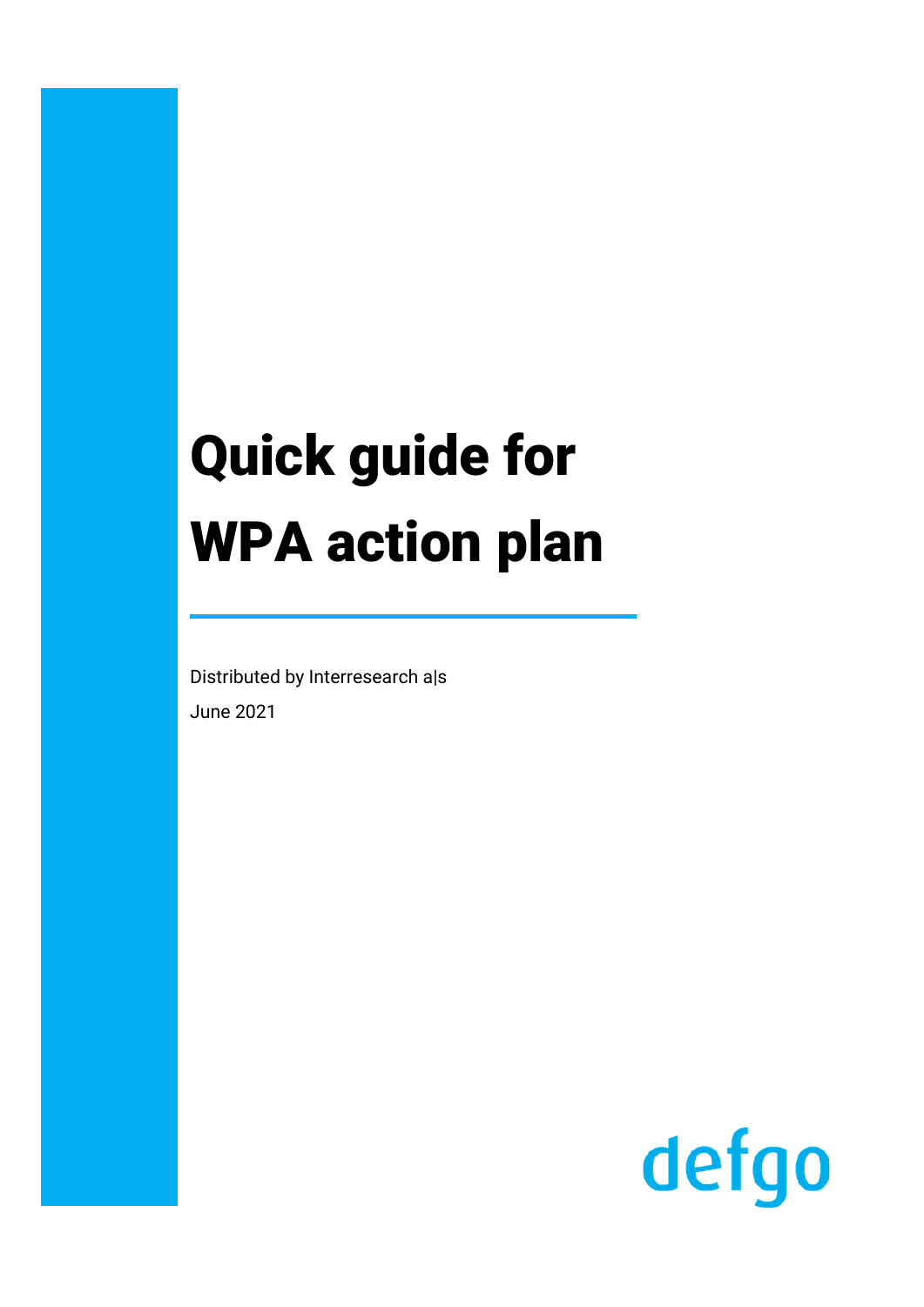# Quick guide for WPA action plan

Distributed by Interresearch a|s

June 2021

defgo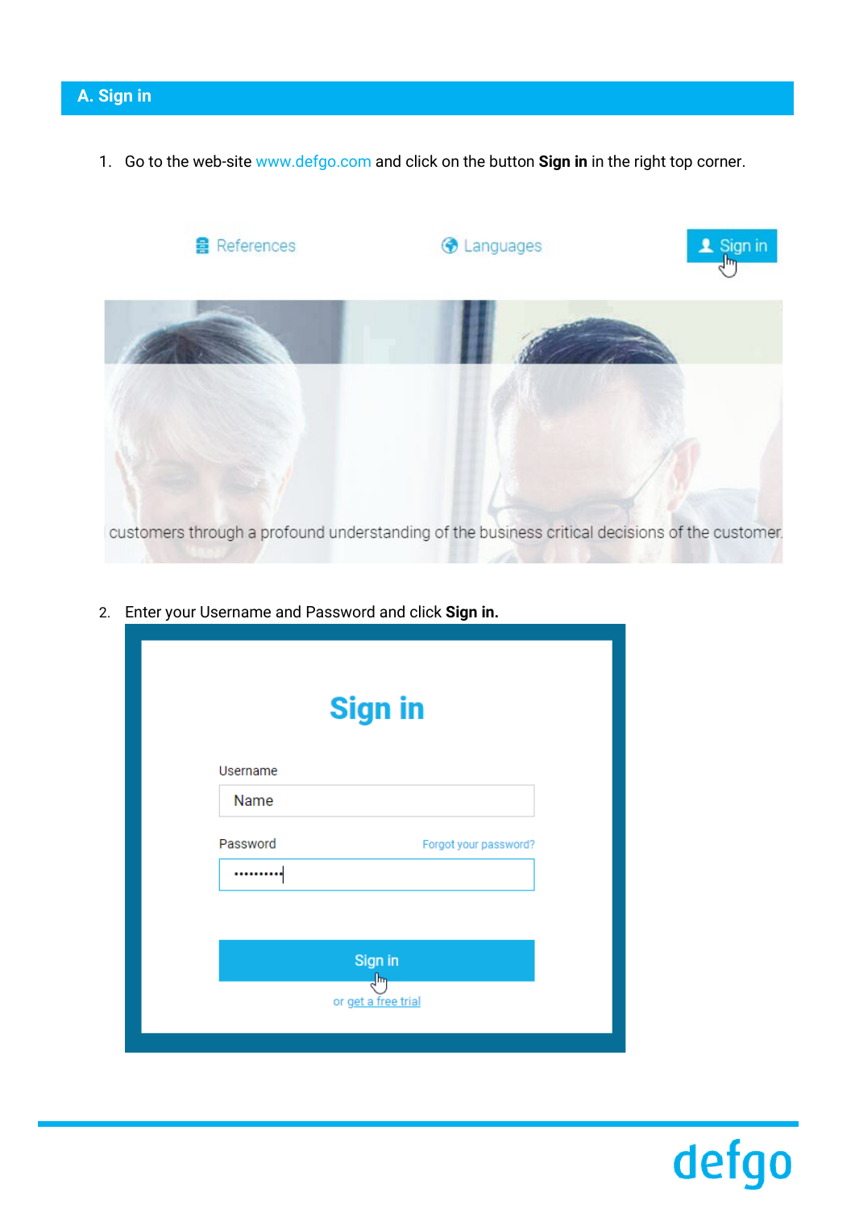## A. Sign in

1. Go to the web-site www.defgo.com and click on the button **Sign in** in the right top corner.

2. Enter your Username and Password and click **Sign in.**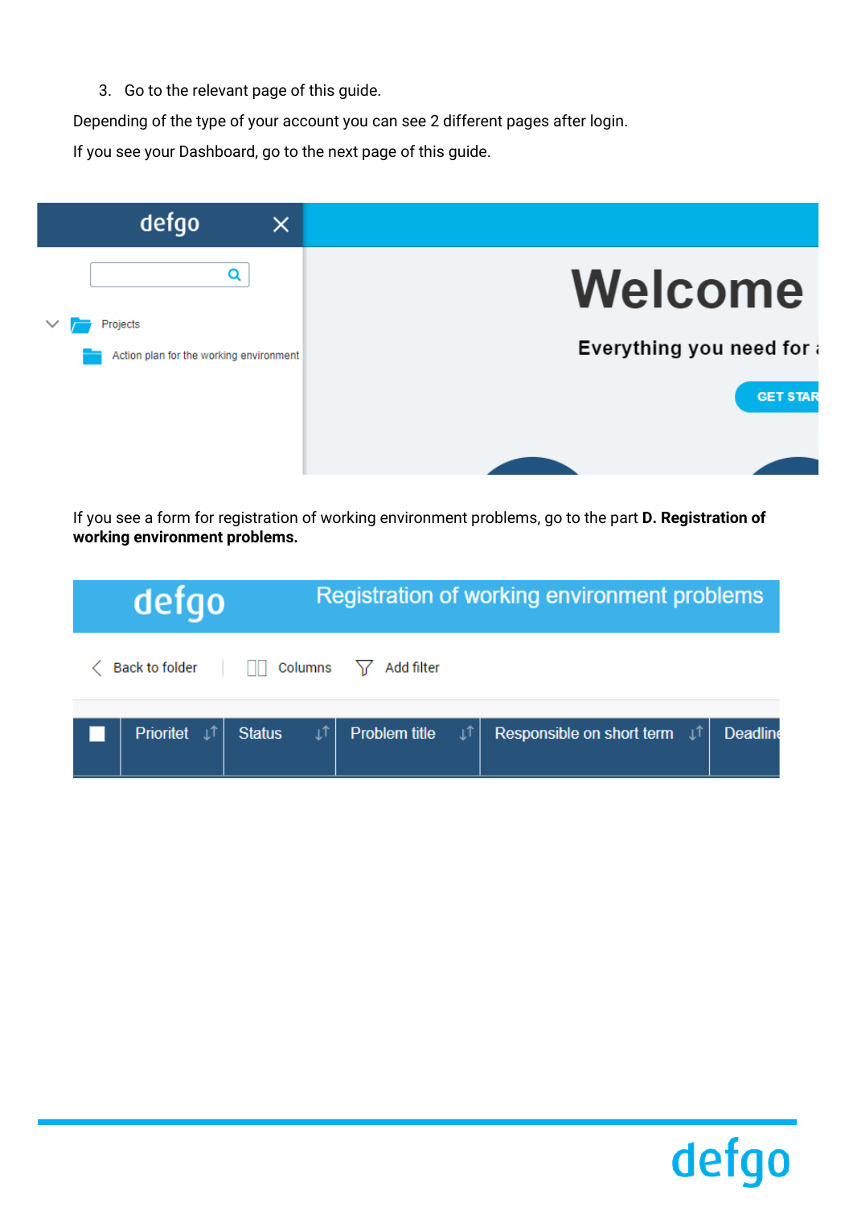3. Go to the relevant page of this guide.

Depending of the type of your account you can see 2 different pages after login.

If you see your Dashboard, go to the next page of this guide.

If you see a form for registration of working environment problems, go to the part **D. Registration of working environment problems.**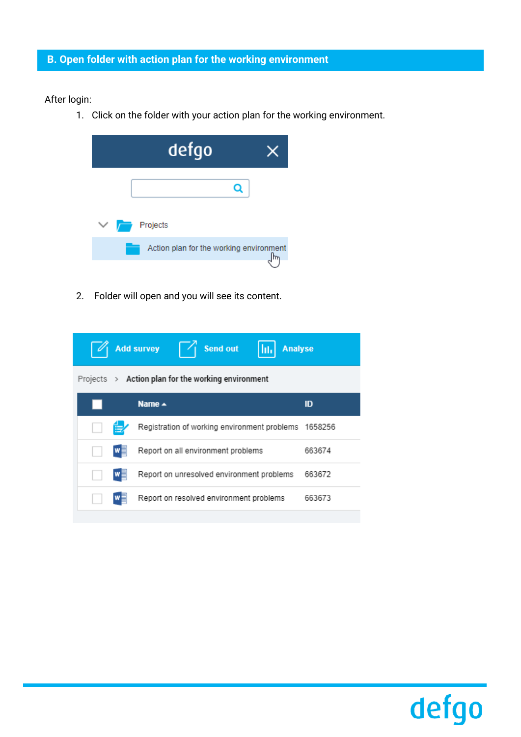## B. Open folder with action plan for the working environment

After login:

1. Click on the folder with your action plan for the working environment.

2. Folder will open and you will see its content.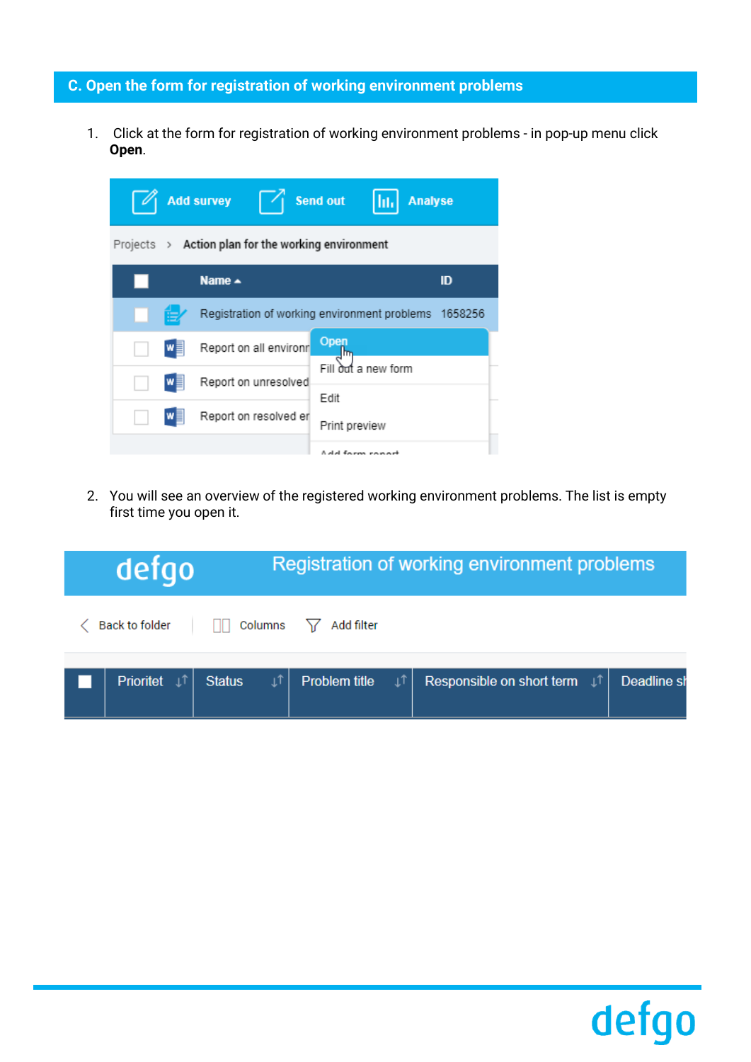## C. Open the form for registration of working environment problems

1. Click at the form for registration of working environment problems - in pop-up menu click **Open**.

2. You will see an overview of the registered working environment problems. The list is empty first time you open it.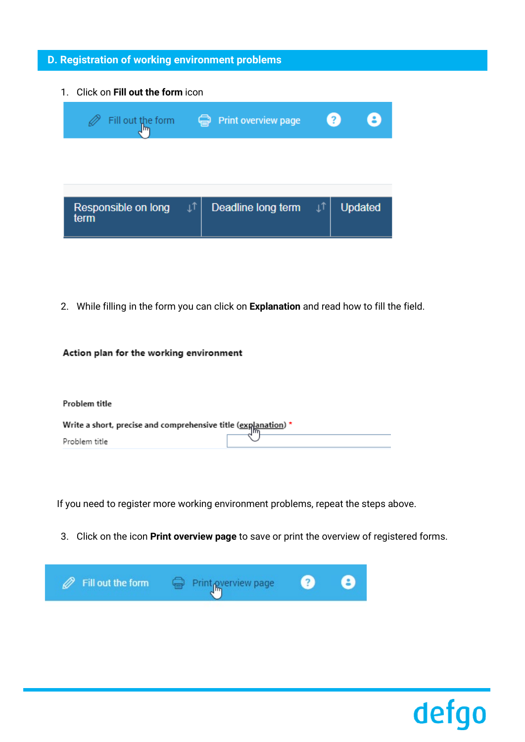## D. Registration of working environment problems

1. Click on **Fill out the form** icon

Fill out the form | Print overview page

| Responsible on long term | Deadline long term | Updated |
|---|---|---|

2. While filling in the form you can click on **Explanation** and read how to fill the field.

**Action plan for the working environment**

**Problem title**

**Write a short, precise and comprehensive title (explanation) ***

Problem title

If you need to register more working environment problems, repeat the steps above.

3. Click on the icon **Print overview page** to save or print the overview of registered forms.

Fill out the form | Print overview page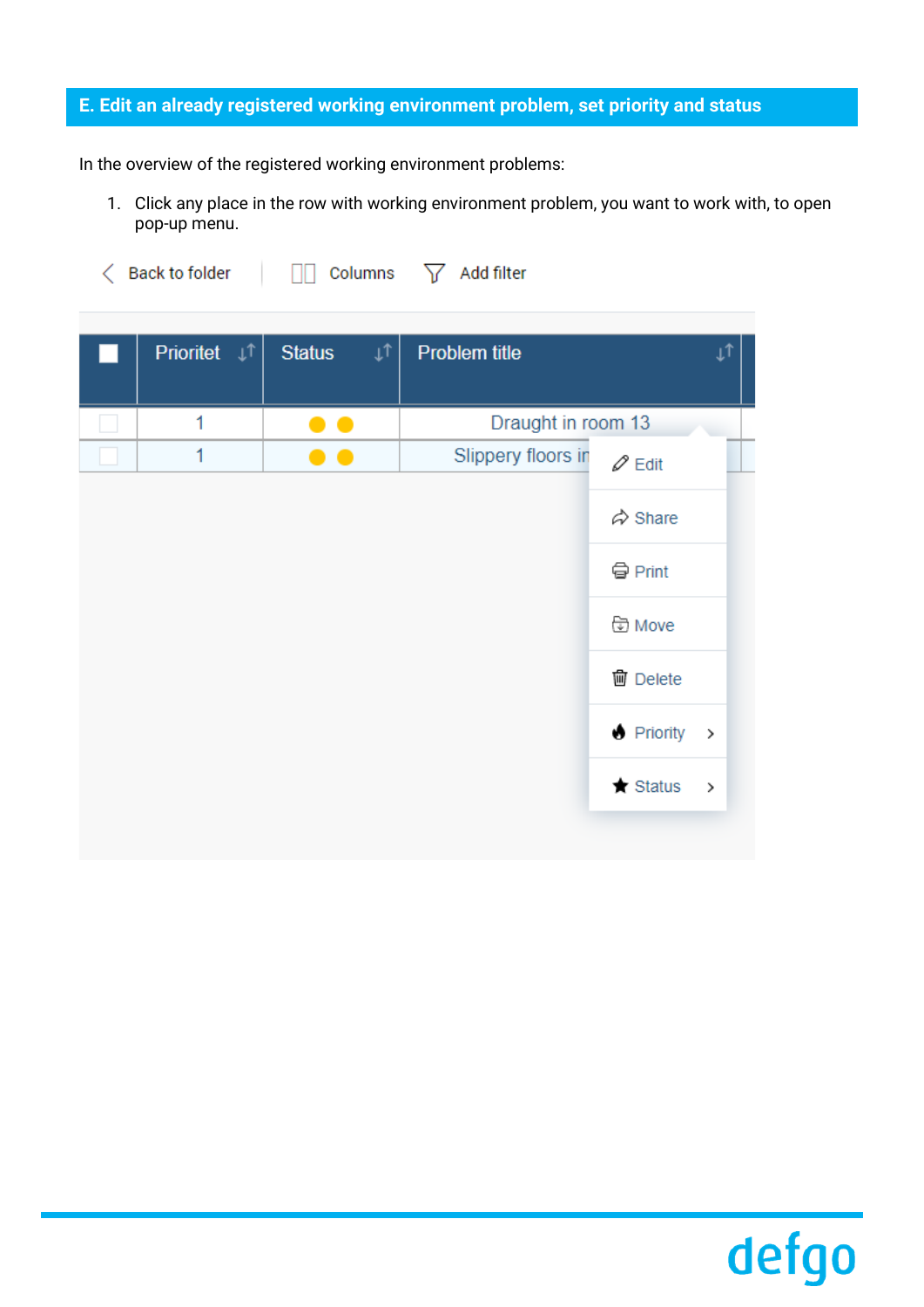## E. Edit an already registered working environment problem, set priority and status

In the overview of the registered working environment problems:

1. Click any place in the row with working environment problem, you want to work with, to open pop-up menu.

Back to folder | Columns | Add filter

| | Prioritet | Status | Problem title |
|---|---|---|---|
| | 1 | ● ● | Draught in room 13 |
| | 1 | ● ● | Slippery floors in |

- Edit
- Share
- Print
- Move
- Delete
- Priority >
- Status >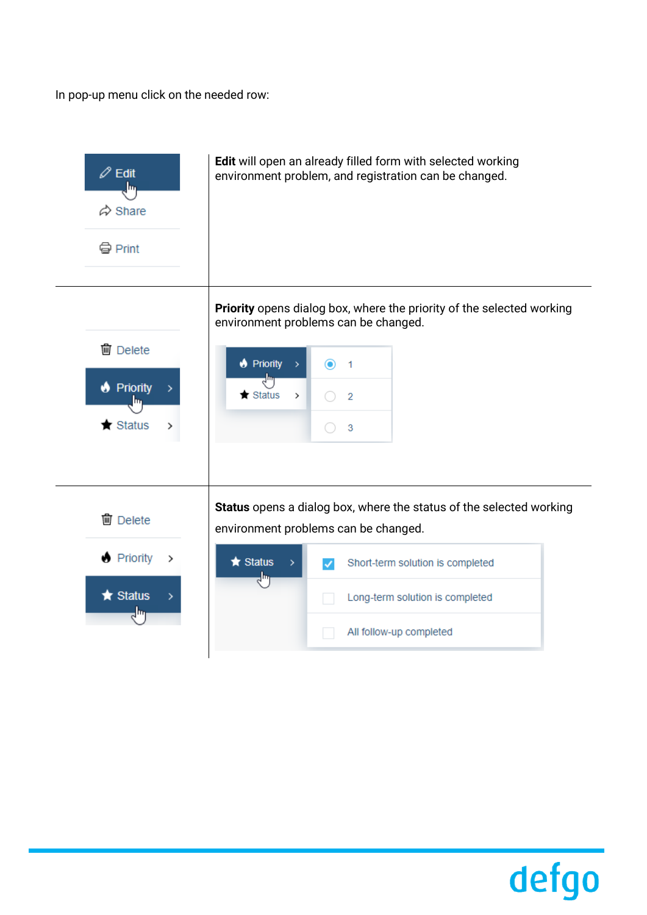In pop-up menu click on the needed row:

| | |
|---|---|
| Edit<br>Share<br>Print | **Edit** will open an already filled form with selected working environment problem, and registration can be changed. |
| Delete<br>Priority<br>Status | **Priority** opens dialog box, where the priority of the selected working environment problems can be changed.<br>Priority / Status — 1, 2, 3 |
| Delete<br>Priority<br>Status | **Status** opens a dialog box, where the status of the selected working environment problems can be changed.<br>Status — Short-term solution is completed; Long-term solution is completed; All follow-up completed |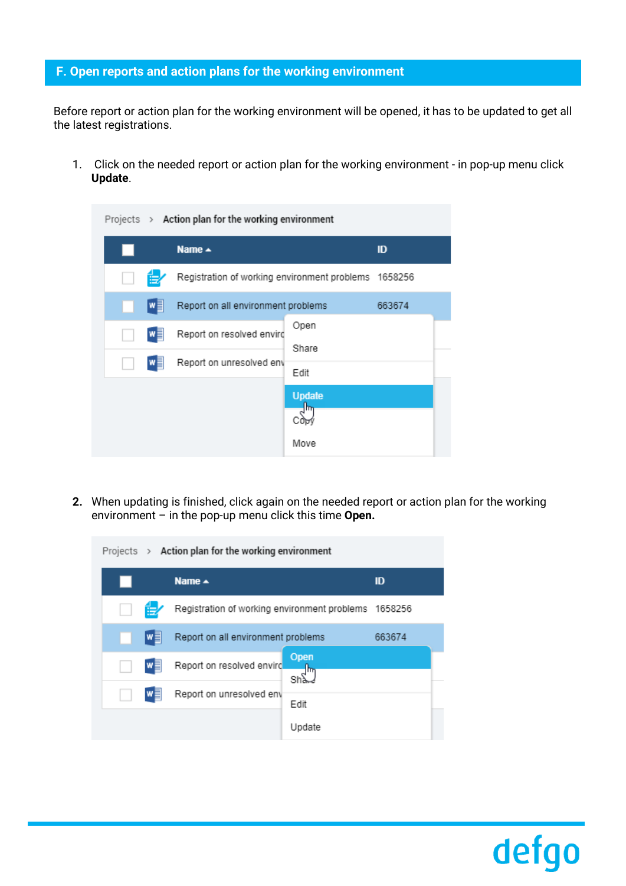## F. Open reports and action plans for the working environment

Before report or action plan for the working environment will be opened, it has to be updated to get all the latest registrations.

1. Click on the needed report or action plan for the working environment - in pop-up menu click **Update**.

2. When updating is finished, click again on the needed report or action plan for the working environment – in the pop-up menu click this time **Open.**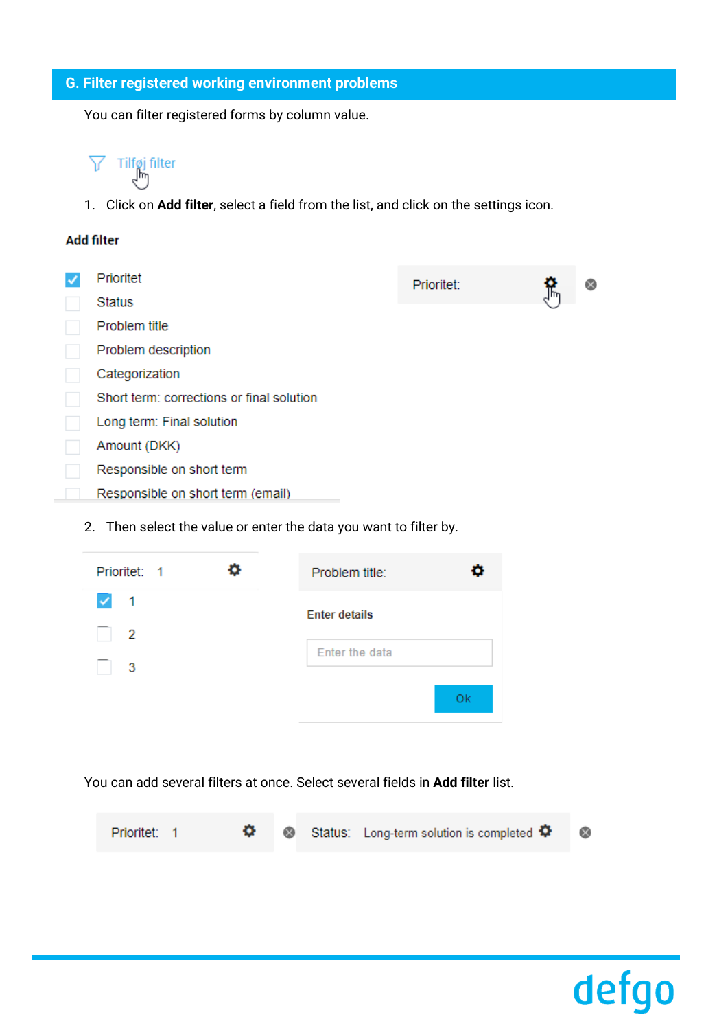## G. Filter registered working environment problems

You can filter registered forms by column value.

Tilføj filter

1. Click on **Add filter**, select a field from the list, and click on the settings icon.

**Add filter**

- [x] Prioritet
- [ ] Status
- [ ] Problem title
- [ ] Problem description
- [ ] Categorization
- [ ] Short term: corrections or final solution
- [ ] Long term: Final solution
- [ ] Amount (DKK)
- [ ] Responsible on short term
- [ ] Responsible on short term (email)

Prioritet:

2. Then select the value or enter the data you want to filter by.

Prioritet: 1

- [x] 1
- [ ] 2
- [ ] 3

Problem title:

**Enter details**

Enter the data

Ok

You can add several filters at once. Select several fields in **Add filter** list.

Prioritet: 1 | Status: Long-term solution is completed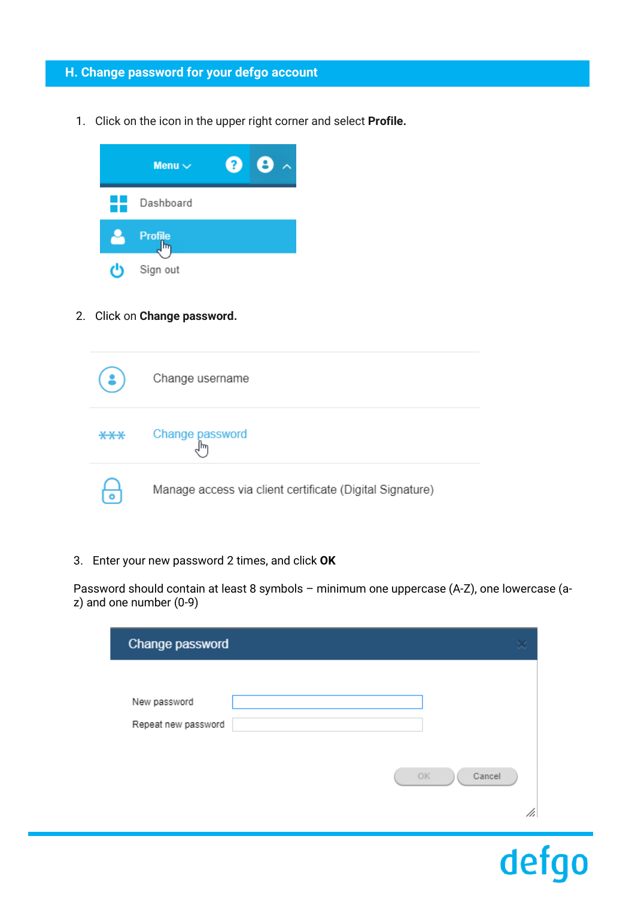## H. Change password for your defgo account

1. Click on the icon in the upper right corner and select **Profile.**

Menu

Dashboard

Profile

Sign out

2. Click on **Change password.**

Change username

Change password

Manage access via client certificate (Digital Signature)

3. Enter your new password 2 times, and click **OK**

Password should contain at least 8 symbols – minimum one uppercase (A-Z), one lowercase (a-z) and one number (0-9)

Change password

New password

Repeat new password

OK Cancel